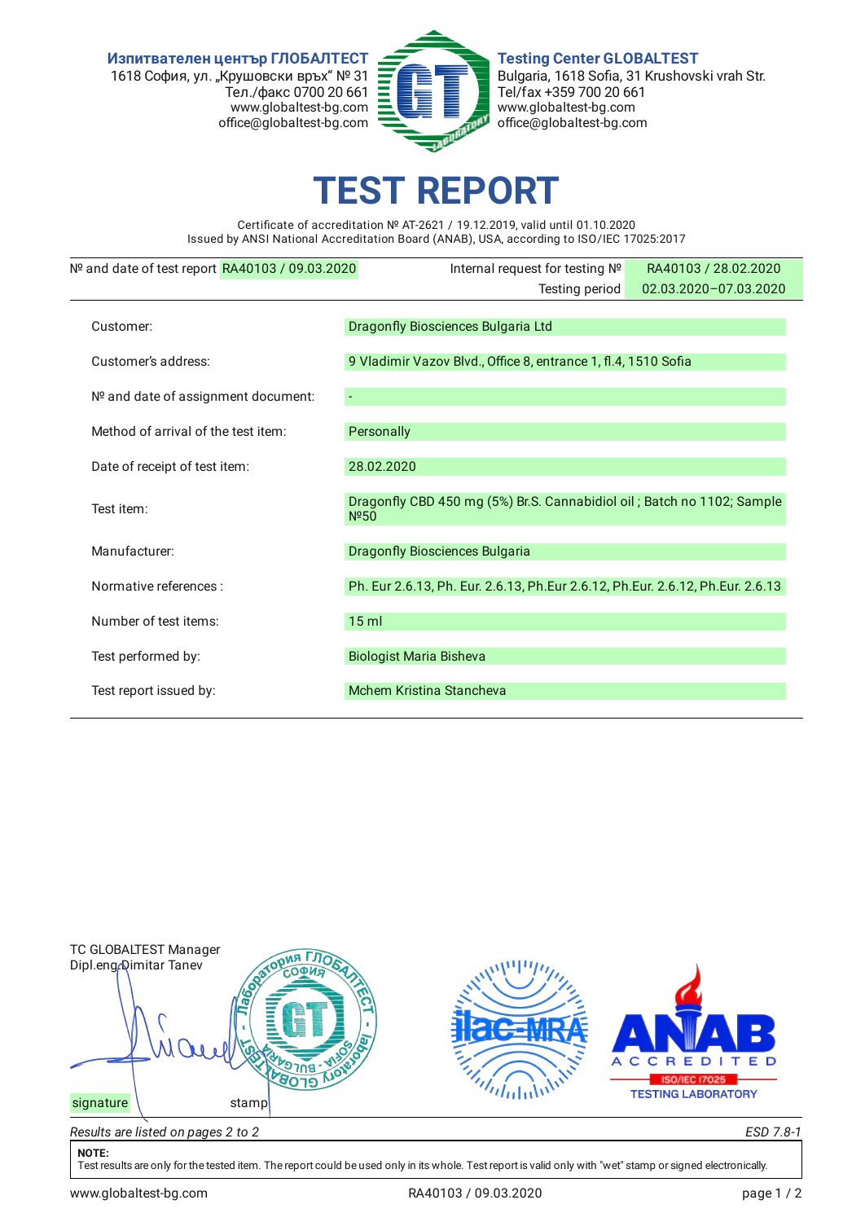**Изпитвателен център ГЛОБАЛТЕСТ**
1618 София, ул. „Крушовски връх" № 31
Тел./факс 0700 20 661
www.globaltest-bg.com
office@globaltest-bg.com

**Testing Center GLOBALTEST**
Bulgaria, 1618 Sofia, 31 Krushovski vrah Str.
Tel/fax +359 700 20 661
www.globaltest-bg.com
office@globaltest-bg.com

# TEST REPORT

Certificate of accreditation № AT-2621 / 19.12.2019, valid until 01.10.2020
Issued by ANSI National Accreditation Board (ANAB), USA, according to ISO/IEC 17025:2017

| | | | |
|---|---|---|---|
| № and date of test report | RA40103 / 09.03.2020 | Internal request for testing № | RA40103 / 28.02.2020 |
| | | Testing period | 02.03.2020–07.03.2020 |

| | |
|---|---|
| Customer: | Dragonfly Biosciences Bulgaria Ltd |
| Customer's address: | 9 Vladimir Vazov Blvd., Office 8, entrance 1, fl.4, 1510 Sofia |
| № and date of assignment document: | - |
| Method of arrival of the test item: | Personally |
| Date of receipt of test item: | 28.02.2020 |
| Test item: | Dragonfly CBD 450 mg (5%) Br.S. Cannabidiol oil ; Batch no 1102; Sample №50 |
| Manufacturer: | Dragonfly Biosciences Bulgaria |
| Normative references : | Ph. Eur 2.6.13, Ph. Eur. 2.6.13, Ph.Eur 2.6.12, Ph.Eur. 2.6.12, Ph.Eur. 2.6.13 |
| Number of test items: | 15 ml |
| Test performed by: | Biologist Maria Bisheva |
| Test report issued by: | Mchem Kristina Stancheva |

TC GLOBALTEST Manager
Dipl.eng Dimitar Tanev

signature          stamp

*Results are listed on pages 2 to 2*          *ESD 7.8-1*

**NOTE:**
Test results are only for the tested item. The report could be used only in its whole. Test report is valid only with "wet" stamp or signed electronically.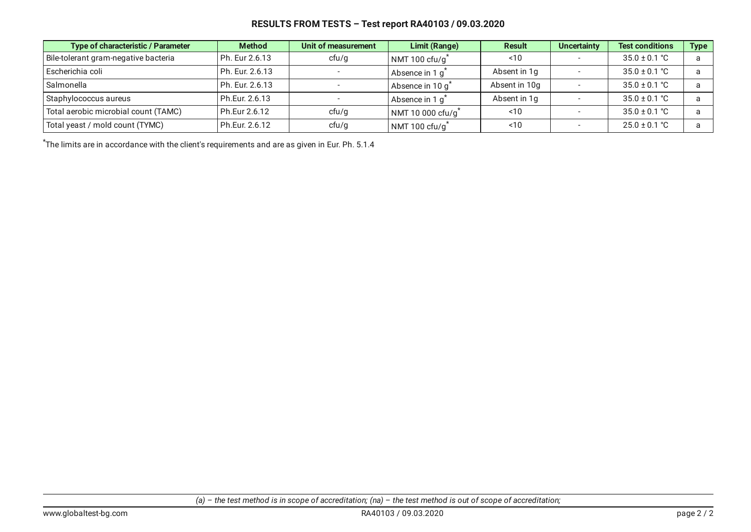**RESULTS FROM TESTS – Test report RA40103 / 09.03.2020**

| Type of characteristic / Parameter | Method | Unit of measurement | Limit (Range) | Result | Uncertainty | Test conditions | Type |
|---|---|---|---|---|---|---|---|
| Bile-tolerant gram-negative bacteria | Ph. Eur 2.6.13 | cfu/g | NMT 100 cfu/g* | <10 | - | 35.0 ± 0.1 °C | a |
| Escherichia coli | Ph. Eur. 2.6.13 | - | Absence in 1 g* | Absent in 1g | - | 35.0 ± 0.1 °C | a |
| Salmonella | Ph. Eur. 2.6.13 | - | Absence in 10 g* | Absent in 10g | - | 35.0 ± 0.1 °C | a |
| Staphylococcus aureus | Ph.Eur. 2.6.13 | - | Absence in 1 g* | Absent in 1g | - | 35.0 ± 0.1 °C | a |
| Total aerobic microbial count (TAMC) | Ph.Eur 2.6.12 | cfu/g | NMT 10 000 cfu/g* | <10 | - | 35.0 ± 0.1 °C | a |
| Total yeast / mold count (TYMC) | Ph.Eur. 2.6.12 | cfu/g | NMT 100 cfu/g* | <10 | - | 25.0 ± 0.1 °C | a |

*The limits are in accordance with the client's requirements and are as given in Eur. Ph. 5.1.4

*(a) – the test method is in scope of accreditation; (na) – the test method is out of scope of accreditation;*